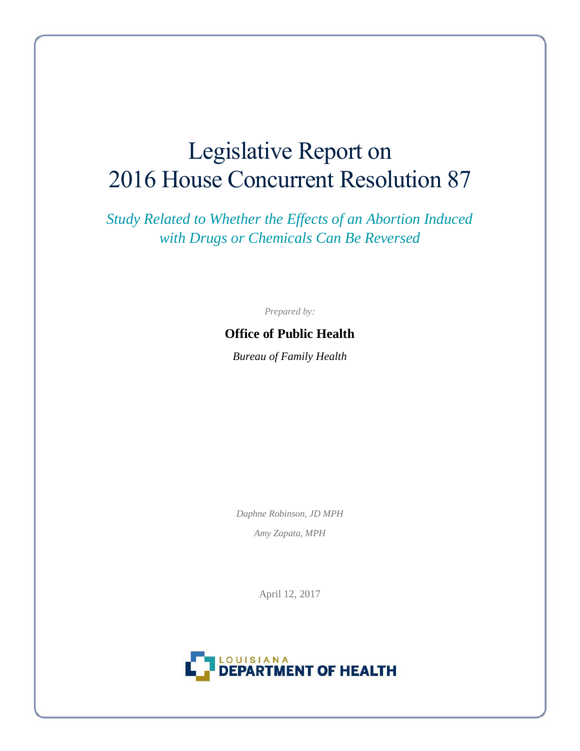# Legislative Report on 2016 House Concurrent Resolution 87

*Study Related to Whether the Effects of an Abortion Induced with Drugs or Chemicals Can Be Reversed*

*Prepared by:*

**Office of Public Health**

*Bureau of Family Health*

*Daphne Robinson, JD MPH*

*Amy Zapata, MPH*

April 12, 2017

LOUISIANA DEPARTMENT OF HEALTH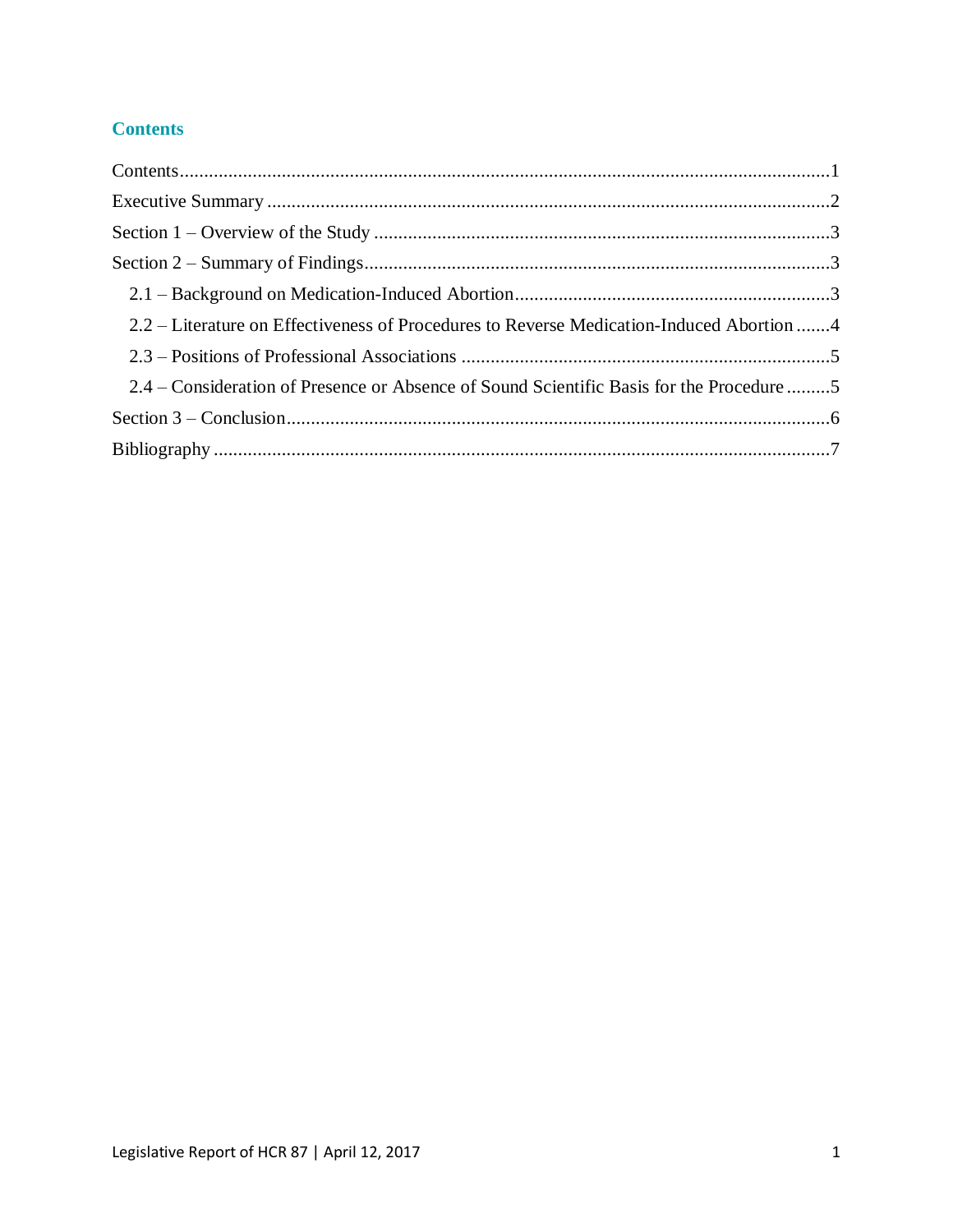## Contents

Contents.....................................................................................................................1

Executive Summary ....................................................................................................2

Section 1 – Overview of the Study .............................................................................3

Section 2 – Summary of Findings...............................................................................3

- 2.1 – Background on Medication-Induced Abortion.................................................3
- 2.2 – Literature on Effectiveness of Procedures to Reverse Medication-Induced Abortion .......4
- 2.3 – Positions of Professional Associations ...........................................................5
- 2.4 – Consideration of Presence or Absence of Sound Scientific Basis for the Procedure .........5

Section 3 – Conclusion................................................................................................6

Bibliography .............................................................................................................7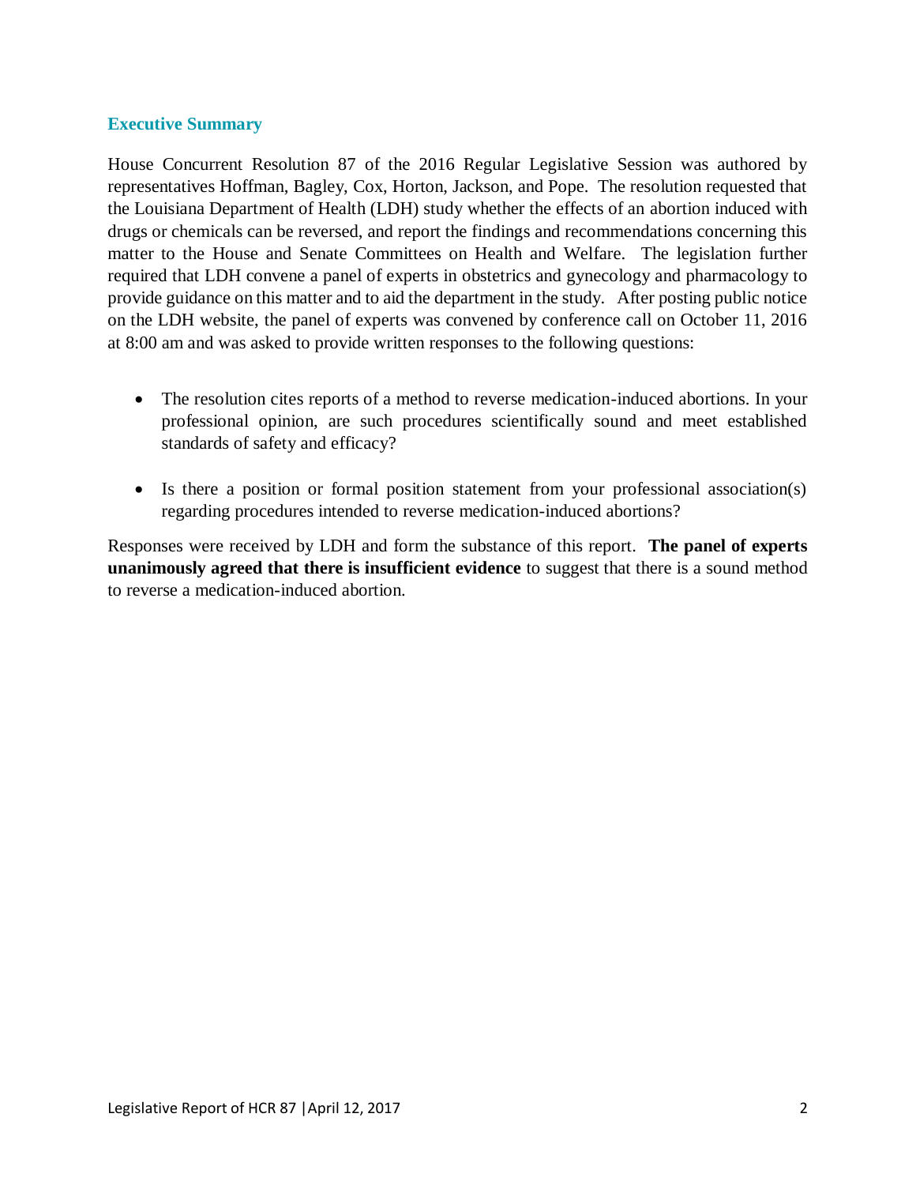## Executive Summary

House Concurrent Resolution 87 of the 2016 Regular Legislative Session was authored by representatives Hoffman, Bagley, Cox, Horton, Jackson, and Pope. The resolution requested that the Louisiana Department of Health (LDH) study whether the effects of an abortion induced with drugs or chemicals can be reversed, and report the findings and recommendations concerning this matter to the House and Senate Committees on Health and Welfare. The legislation further required that LDH convene a panel of experts in obstetrics and gynecology and pharmacology to provide guidance on this matter and to aid the department in the study. After posting public notice on the LDH website, the panel of experts was convened by conference call on October 11, 2016 at 8:00 am and was asked to provide written responses to the following questions:

- The resolution cites reports of a method to reverse medication-induced abortions. In your professional opinion, are such procedures scientifically sound and meet established standards of safety and efficacy?
- Is there a position or formal position statement from your professional association(s) regarding procedures intended to reverse medication-induced abortions?

Responses were received by LDH and form the substance of this report. **The panel of experts unanimously agreed that there is insufficient evidence** to suggest that there is a sound method to reverse a medication-induced abortion.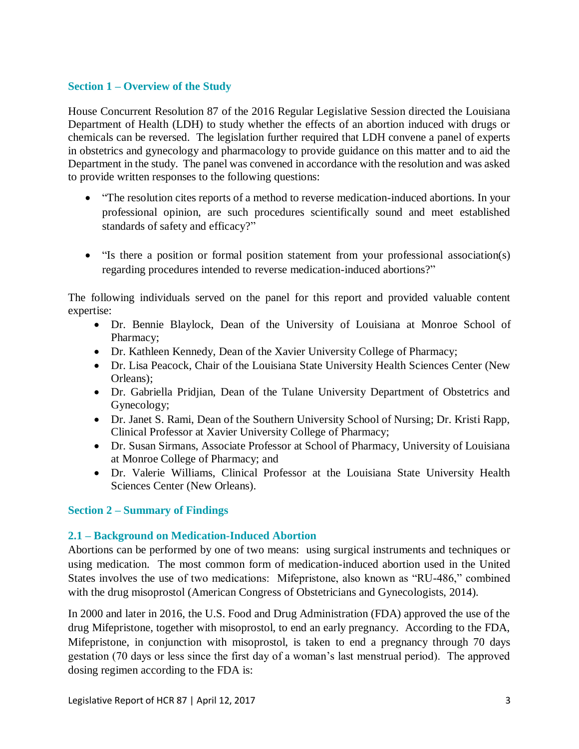## Section 1 – Overview of the Study

House Concurrent Resolution 87 of the 2016 Regular Legislative Session directed the Louisiana Department of Health (LDH) to study whether the effects of an abortion induced with drugs or chemicals can be reversed. The legislation further required that LDH convene a panel of experts in obstetrics and gynecology and pharmacology to provide guidance on this matter and to aid the Department in the study. The panel was convened in accordance with the resolution and was asked to provide written responses to the following questions:

- "The resolution cites reports of a method to reverse medication-induced abortions. In your professional opinion, are such procedures scientifically sound and meet established standards of safety and efficacy?"
- "Is there a position or formal position statement from your professional association(s) regarding procedures intended to reverse medication-induced abortions?"

The following individuals served on the panel for this report and provided valuable content expertise:

- Dr. Bennie Blaylock, Dean of the University of Louisiana at Monroe School of Pharmacy;
- Dr. Kathleen Kennedy, Dean of the Xavier University College of Pharmacy;
- Dr. Lisa Peacock, Chair of the Louisiana State University Health Sciences Center (New Orleans);
- Dr. Gabriella Pridjian, Dean of the Tulane University Department of Obstetrics and Gynecology;
- Dr. Janet S. Rami, Dean of the Southern University School of Nursing; Dr. Kristi Rapp, Clinical Professor at Xavier University College of Pharmacy;
- Dr. Susan Sirmans, Associate Professor at School of Pharmacy, University of Louisiana at Monroe College of Pharmacy; and
- Dr. Valerie Williams, Clinical Professor at the Louisiana State University Health Sciences Center (New Orleans).

## Section 2 – Summary of Findings

### 2.1 – Background on Medication-Induced Abortion

Abortions can be performed by one of two means: using surgical instruments and techniques or using medication. The most common form of medication-induced abortion used in the United States involves the use of two medications: Mifepristone, also known as "RU-486," combined with the drug misoprostol (American Congress of Obstetricians and Gynecologists, 2014).

In 2000 and later in 2016, the U.S. Food and Drug Administration (FDA) approved the use of the drug Mifepristone, together with misoprostol, to end an early pregnancy. According to the FDA, Mifepristone, in conjunction with misoprostol, is taken to end a pregnancy through 70 days gestation (70 days or less since the first day of a woman's last menstrual period). The approved dosing regimen according to the FDA is: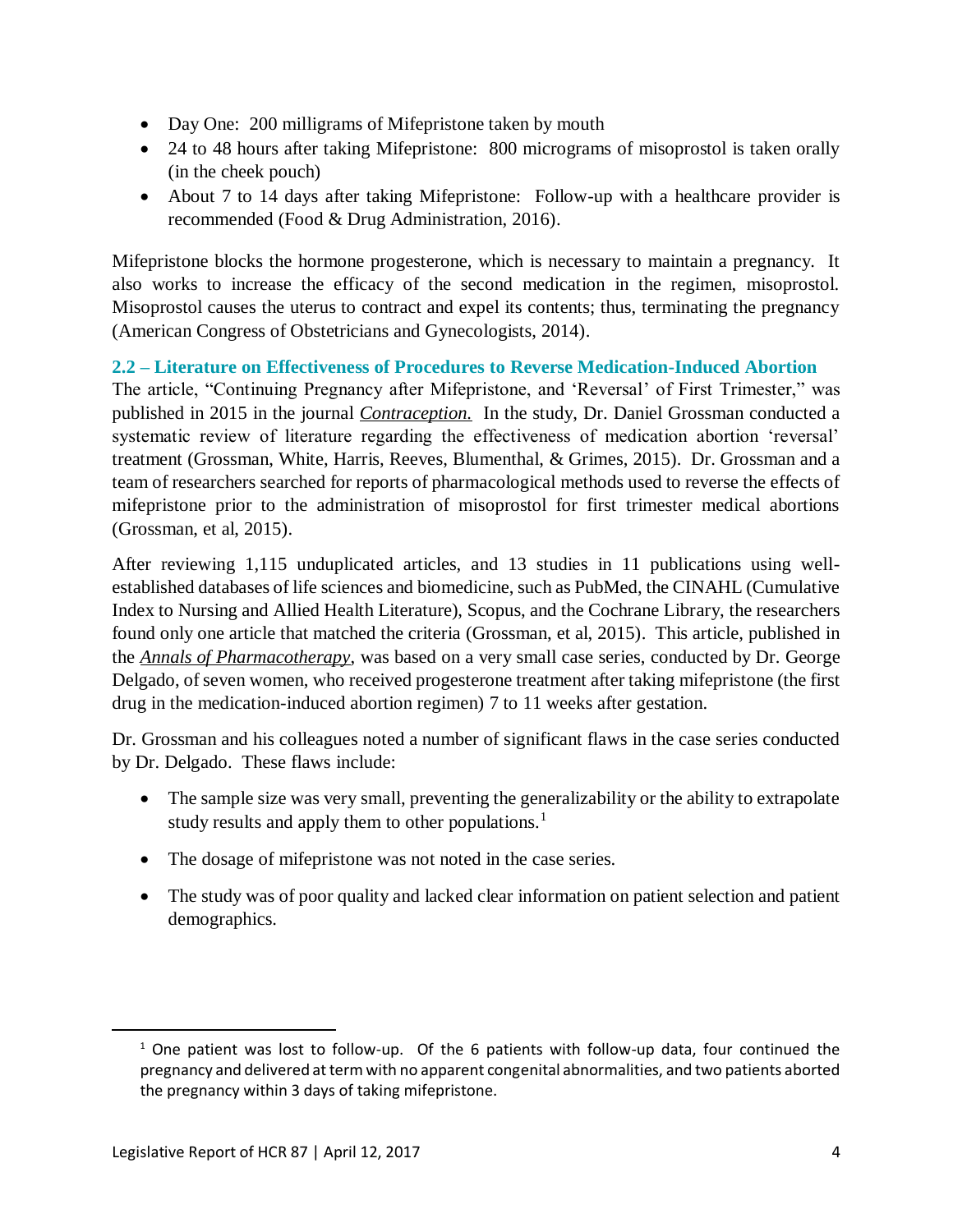- Day One: 200 milligrams of Mifepristone taken by mouth
- 24 to 48 hours after taking Mifepristone: 800 micrograms of misoprostol is taken orally (in the cheek pouch)
- About 7 to 14 days after taking Mifepristone: Follow-up with a healthcare provider is recommended (Food & Drug Administration, 2016).

Mifepristone blocks the hormone progesterone, which is necessary to maintain a pregnancy. It also works to increase the efficacy of the second medication in the regimen, misoprostol. Misoprostol causes the uterus to contract and expel its contents; thus, terminating the pregnancy (American Congress of Obstetricians and Gynecologists, 2014).

### 2.2 – Literature on Effectiveness of Procedures to Reverse Medication-Induced Abortion

The article, "Continuing Pregnancy after Mifepristone, and 'Reversal' of First Trimester," was published in 2015 in the journal *Contraception.* In the study, Dr. Daniel Grossman conducted a systematic review of literature regarding the effectiveness of medication abortion 'reversal' treatment (Grossman, White, Harris, Reeves, Blumenthal, & Grimes, 2015). Dr. Grossman and a team of researchers searched for reports of pharmacological methods used to reverse the effects of mifepristone prior to the administration of misoprostol for first trimester medical abortions (Grossman, et al, 2015).

After reviewing 1,115 unduplicated articles, and 13 studies in 11 publications using well-established databases of life sciences and biomedicine, such as PubMed, the CINAHL (Cumulative Index to Nursing and Allied Health Literature), Scopus, and the Cochrane Library, the researchers found only one article that matched the criteria (Grossman, et al, 2015). This article, published in the *Annals of Pharmacotherapy*, was based on a very small case series, conducted by Dr. George Delgado, of seven women, who received progesterone treatment after taking mifepristone (the first drug in the medication-induced abortion regimen) 7 to 11 weeks after gestation.

Dr. Grossman and his colleagues noted a number of significant flaws in the case series conducted by Dr. Delgado. These flaws include:

- The sample size was very small, preventing the generalizability or the ability to extrapolate study results and apply them to other populations.[1]
- The dosage of mifepristone was not noted in the case series.
- The study was of poor quality and lacked clear information on patient selection and patient demographics.

[1] One patient was lost to follow-up. Of the 6 patients with follow-up data, four continued the pregnancy and delivered at term with no apparent congenital abnormalities, and two patients aborted the pregnancy within 3 days of taking mifepristone.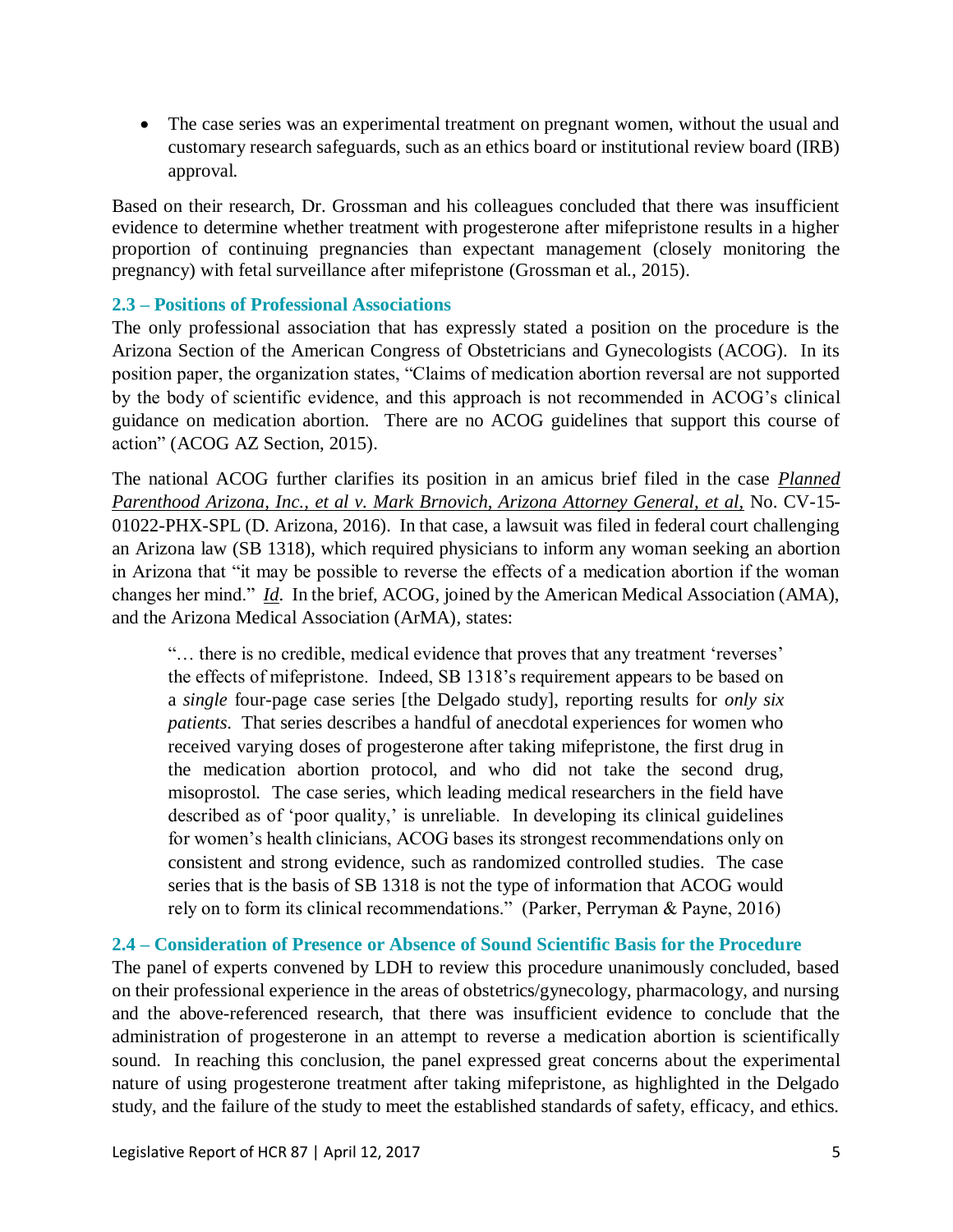- The case series was an experimental treatment on pregnant women, without the usual and customary research safeguards, such as an ethics board or institutional review board (IRB) approval.

Based on their research, Dr. Grossman and his colleagues concluded that there was insufficient evidence to determine whether treatment with progesterone after mifepristone results in a higher proportion of continuing pregnancies than expectant management (closely monitoring the pregnancy) with fetal surveillance after mifepristone (Grossman et al., 2015).

### 2.3 – Positions of Professional Associations

The only professional association that has expressly stated a position on the procedure is the Arizona Section of the American Congress of Obstetricians and Gynecologists (ACOG). In its position paper, the organization states, "Claims of medication abortion reversal are not supported by the body of scientific evidence, and this approach is not recommended in ACOG's clinical guidance on medication abortion. There are no ACOG guidelines that support this course of action" (ACOG AZ Section, 2015).

The national ACOG further clarifies its position in an amicus brief filed in the case *Planned Parenthood Arizona, Inc., et al v. Mark Brnovich, Arizona Attorney General, et al,* No. CV-15-01022-PHX-SPL (D. Arizona, 2016). In that case, a lawsuit was filed in federal court challenging an Arizona law (SB 1318), which required physicians to inform any woman seeking an abortion in Arizona that "it may be possible to reverse the effects of a medication abortion if the woman changes her mind." *Id*. In the brief, ACOG, joined by the American Medical Association (AMA), and the Arizona Medical Association (ArMA), states:

> "… there is no credible, medical evidence that proves that any treatment 'reverses' the effects of mifepristone. Indeed, SB 1318's requirement appears to be based on a *single* four-page case series [the Delgado study], reporting results for *only six patients*. That series describes a handful of anecdotal experiences for women who received varying doses of progesterone after taking mifepristone, the first drug in the medication abortion protocol, and who did not take the second drug, misoprostol. The case series, which leading medical researchers in the field have described as of 'poor quality,' is unreliable. In developing its clinical guidelines for women's health clinicians, ACOG bases its strongest recommendations only on consistent and strong evidence, such as randomized controlled studies. The case series that is the basis of SB 1318 is not the type of information that ACOG would rely on to form its clinical recommendations." (Parker, Perryman & Payne, 2016)

### 2.4 – Consideration of Presence or Absence of Sound Scientific Basis for the Procedure

The panel of experts convened by LDH to review this procedure unanimously concluded, based on their professional experience in the areas of obstetrics/gynecology, pharmacology, and nursing and the above-referenced research, that there was insufficient evidence to conclude that the administration of progesterone in an attempt to reverse a medication abortion is scientifically sound. In reaching this conclusion, the panel expressed great concerns about the experimental nature of using progesterone treatment after taking mifepristone, as highlighted in the Delgado study, and the failure of the study to meet the established standards of safety, efficacy, and ethics.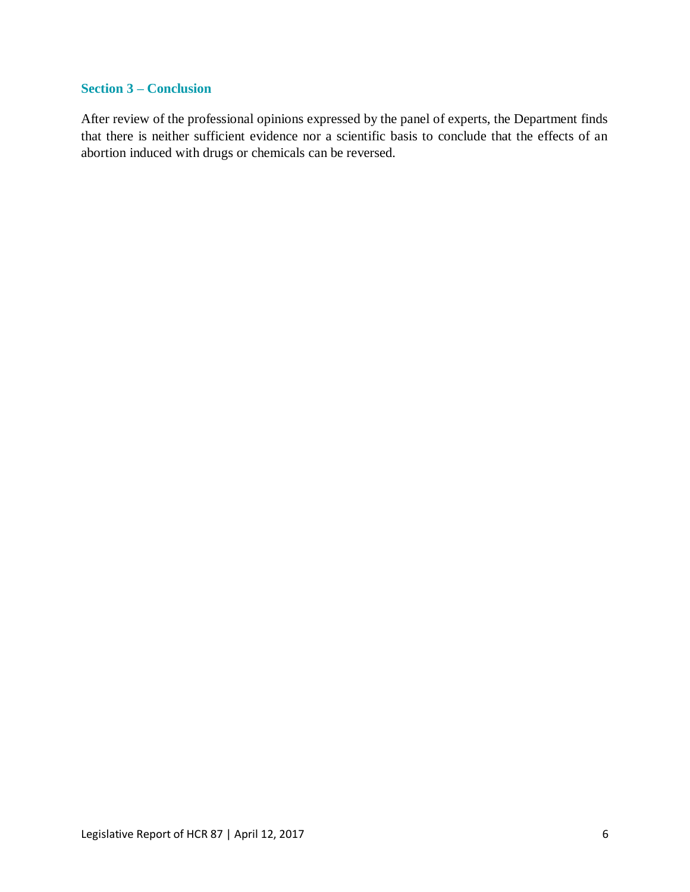## Section 3 – Conclusion

After review of the professional opinions expressed by the panel of experts, the Department finds that there is neither sufficient evidence nor a scientific basis to conclude that the effects of an abortion induced with drugs or chemicals can be reversed.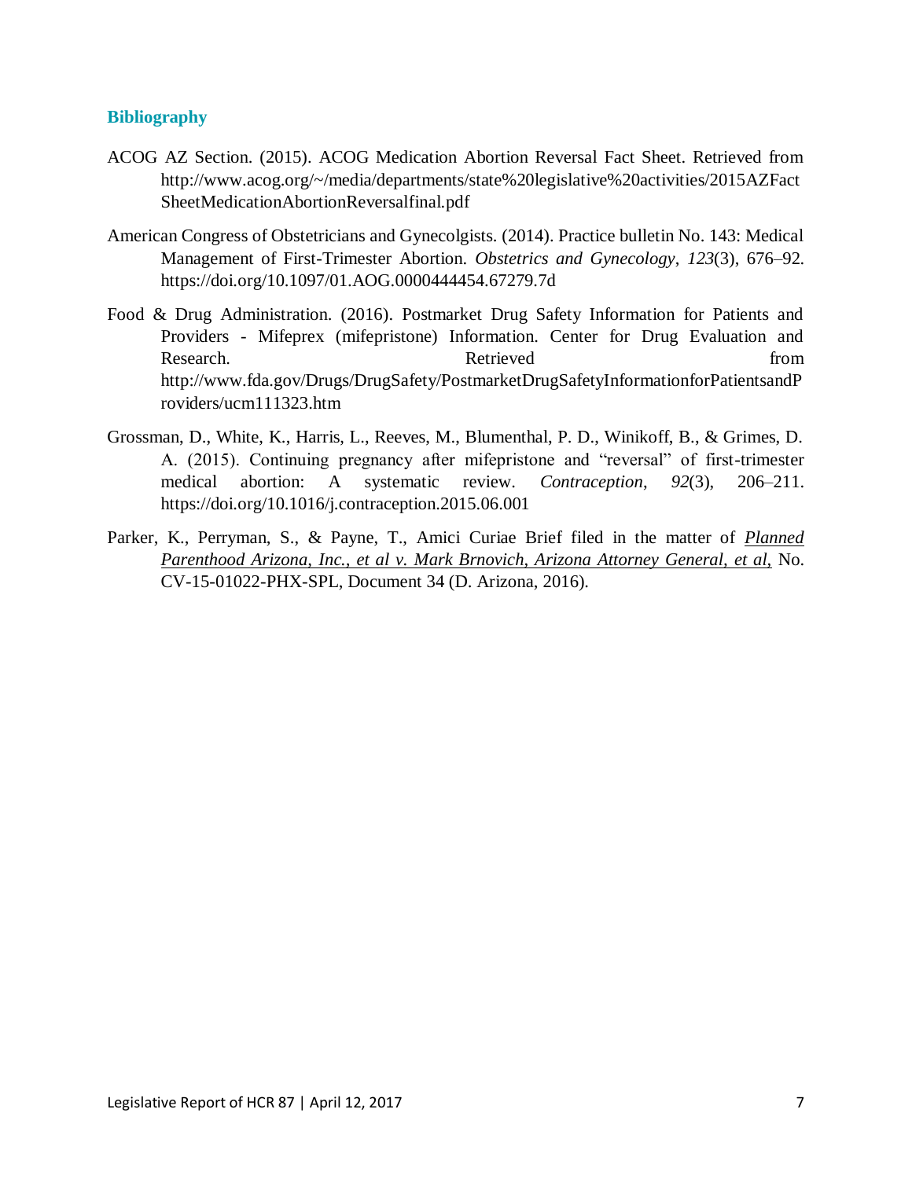## Bibliography

ACOG AZ Section. (2015). ACOG Medication Abortion Reversal Fact Sheet. Retrieved from http://www.acog.org/~/media/departments/state%20legislative%20activities/2015AZFactSheetMedicationAbortionReversalfinal.pdf

American Congress of Obstetricians and Gynecolgists. (2014). Practice bulletin No. 143: Medical Management of First-Trimester Abortion. *Obstetrics and Gynecology*, *123*(3), 676–92. https://doi.org/10.1097/01.AOG.0000444454.67279.7d

Food & Drug Administration. (2016). Postmarket Drug Safety Information for Patients and Providers - Mifeprex (mifepristone) Information. Center for Drug Evaluation and Research. Retrieved from http://www.fda.gov/Drugs/DrugSafety/PostmarketDrugSafetyInformationforPatientsandProviders/ucm111323.htm

Grossman, D., White, K., Harris, L., Reeves, M., Blumenthal, P. D., Winikoff, B., & Grimes, D. A. (2015). Continuing pregnancy after mifepristone and "reversal" of first-trimester medical abortion: A systematic review. *Contraception*, *92*(3), 206–211. https://doi.org/10.1016/j.contraception.2015.06.001

Parker, K., Perryman, S., & Payne, T., Amici Curiae Brief filed in the matter of *Planned Parenthood Arizona, Inc., et al v. Mark Brnovich, Arizona Attorney General, et al,* No. CV-15-01022-PHX-SPL, Document 34 (D. Arizona, 2016).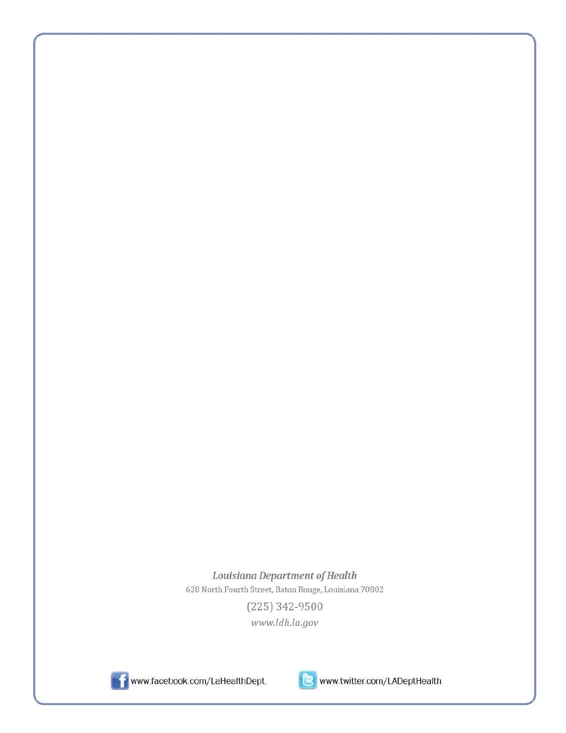*Louisiana Department of Health*

628 North Fourth Street, Baton Rouge, Louisiana 70802

(225) 342-9500

*www.ldh.la.gov*

www.facebook.com/LaHealthDept.

www.twitter.com/LADeptHealth